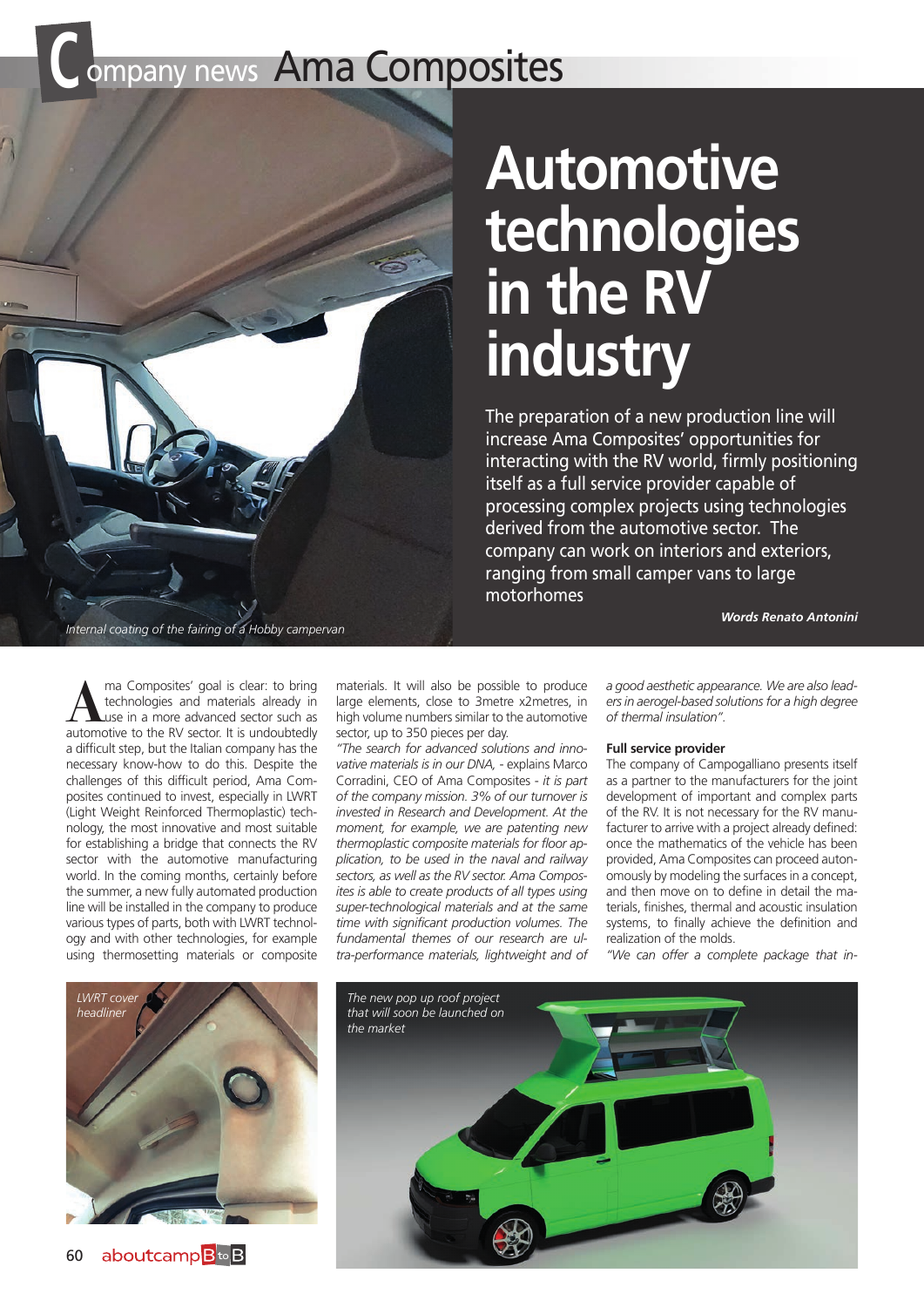# Automotive technologies in the RV industry

The preparation of a new production line will increase Ama Composites' opportunities for interacting with the RV world, firmly positioning itself as a full service provider capable of processing complex projects using technologies derived from the automotive sector. The company can work on interiors and exteriors, ranging from small camper vans to large motorhomes

***Words Renato Antonini***

*Internal coating of the fairing of a Hobby campervan*

Ama Composites' goal is clear: to bring technologies and materials already in use in a more advanced sector such as automotive to the RV sector. It is undoubtedly a difficult step, but the Italian company has the necessary know-how to do this. Despite the challenges of this difficult period, Ama Composites continued to invest, especially in LWRT (Light Weight Reinforced Thermoplastic) technology, the most innovative and most suitable for establishing a bridge that connects the RV sector with the automotive manufacturing world. In the coming months, certainly before the summer, a new fully automated production line will be installed in the company to produce various types of parts, both with LWRT technology and with other technologies, for example using thermosetting materials or composite materials. It will also be possible to produce large elements, close to 3metre x2metres, in high volume numbers similar to the automotive sector, up to 350 pieces per day.

*"The search for advanced solutions and innovative materials is in our DNA,* - explains Marco Corradini, CEO of Ama Composites - *it is part of the company mission. 3% of our turnover is invested in Research and Development. At the moment, for example, we are patenting new thermoplastic composite materials for floor application, to be used in the naval and railway sectors, as well as the RV sector. Ama Composites is able to create products of all types using super-technological materials and at the same time with significant production volumes. The fundamental themes of our research are ultra-performance materials, lightweight and of a good aesthetic appearance. We are also leaders in aerogel-based solutions for a high degree of thermal insulation".*

### Full service provider

The company of Campogalliano presents itself as a partner to the manufacturers for the joint development of important and complex parts of the RV. It is not necessary for the RV manufacturer to arrive with a project already defined: once the mathematics of the vehicle has been provided, Ama Composites can proceed autonomously by modeling the surfaces in a concept, and then move on to define in detail the materials, finishes, thermal and acoustic insulation systems, to finally achieve the definition and realization of the molds.

*"We can offer a complete package that in-*

*LWRT cover headliner*

*The new pop up roof project that will soon be launched on the market*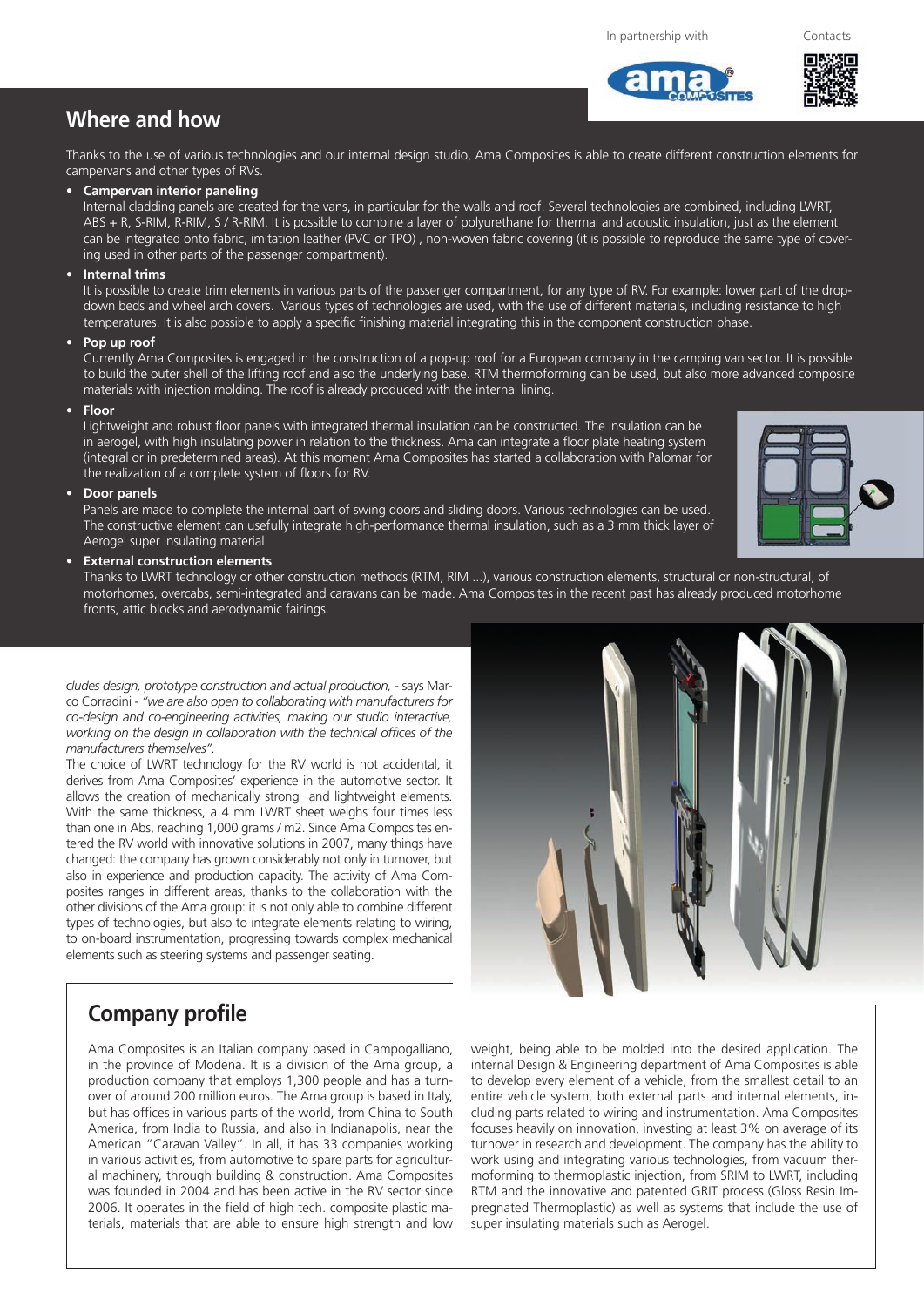In partnership with

Contacts

## Where and how

Thanks to the use of various technologies and our internal design studio, Ama Composites is able to create different construction elements for campervans and other types of RVs.

- **Campervan interior paneling**
  Internal cladding panels are created for the vans, in particular for the walls and roof. Several technologies are combined, including LWRT, ABS + R, S-RIM, R-RIM, S / R-RIM. It is possible to combine a layer of polyurethane for thermal and acoustic insulation, just as the element can be integrated onto fabric, imitation leather (PVC or TPO) , non-woven fabric covering (it is possible to reproduce the same type of covering used in other parts of the passenger compartment).
- **Internal trims**
  It is possible to create trim elements in various parts of the passenger compartment, for any type of RV. For example: lower part of the drop-down beds and wheel arch covers. Various types of technologies are used, with the use of different materials, including resistance to high temperatures. It is also possible to apply a specific finishing material integrating this in the component construction phase.
- **Pop up roof**
  Currently Ama Composites is engaged in the construction of a pop-up roof for a European company in the camping van sector. It is possible to build the outer shell of the lifting roof and also the underlying base. RTM thermoforming can be used, but also more advanced composite materials with injection molding. The roof is already produced with the internal lining.
- **Floor**
  Lightweight and robust floor panels with integrated thermal insulation can be constructed. The insulation can be in aerogel, with high insulating power in relation to the thickness. Ama can integrate a floor plate heating system (integral or in predetermined areas). At this moment Ama Composites has started a collaboration with Palomar for the realization of a complete system of floors for RV.
- **Door panels**
  Panels are made to complete the internal part of swing doors and sliding doors. Various technologies can be used. The constructive element can usefully integrate high-performance thermal insulation, such as a 3 mm thick layer of Aerogel super insulating material.
- **External construction elements**
  Thanks to LWRT technology or other construction methods (RTM, RIM ...), various construction elements, structural or non-structural, of motorhomes, overcabs, semi-integrated and caravans can be made. Ama Composites in the recent past has already produced motorhome fronts, attic blocks and aerodynamic fairings.

*cludes design, prototype construction and actual production,* - says Marco Corradini - *"we are also open to collaborating with manufacturers for co-design and co-engineering activities, making our studio interactive, working on the design in collaboration with the technical offices of the manufacturers themselves".*
The choice of LWRT technology for the RV world is not accidental, it derives from Ama Composites' experience in the automotive sector. It allows the creation of mechanically strong and lightweight elements. With the same thickness, a 4 mm LWRT sheet weighs four times less than one in Abs, reaching 1,000 grams / m2. Since Ama Composites entered the RV world with innovative solutions in 2007, many things have changed: the company has grown considerably not only in turnover, but also in experience and production capacity. The activity of Ama Composites ranges in different areas, thanks to the collaboration with the other divisions of the Ama group: it is not only able to combine different types of technologies, but also to integrate elements relating to wiring, to on-board instrumentation, progressing towards complex mechanical elements such as steering systems and passenger seating.

## Company profile

Ama Composites is an Italian company based in Campogalliano, in the province of Modena. It is a division of the Ama group, a production company that employs 1,300 people and has a turnover of around 200 million euros. The Ama group is based in Italy, but has offices in various parts of the world, from China to South America, from India to Russia, and also in Indianapolis, near the American "Caravan Valley". In all, it has 33 companies working in various activities, from automotive to spare parts for agricultural machinery, through building & construction. Ama Composites was founded in 2004 and has been active in the RV sector since 2006. It operates in the field of high tech. composite plastic materials, materials that are able to ensure high strength and low weight, being able to be molded into the desired application. The internal Design & Engineering department of Ama Composites is able to develop every element of a vehicle, from the smallest detail to an entire vehicle system, both external parts and internal elements, including parts related to wiring and instrumentation. Ama Composites focuses heavily on innovation, investing at least 3% on average of its turnover in research and development. The company has the ability to work using and integrating various technologies, from vacuum thermoforming to thermoplastic injection, from SRIM to LWRT, including RTM and the innovative and patented GRIT process (Gloss Resin Impregnated Thermoplastic) as well as systems that include the use of super insulating materials such as Aerogel.